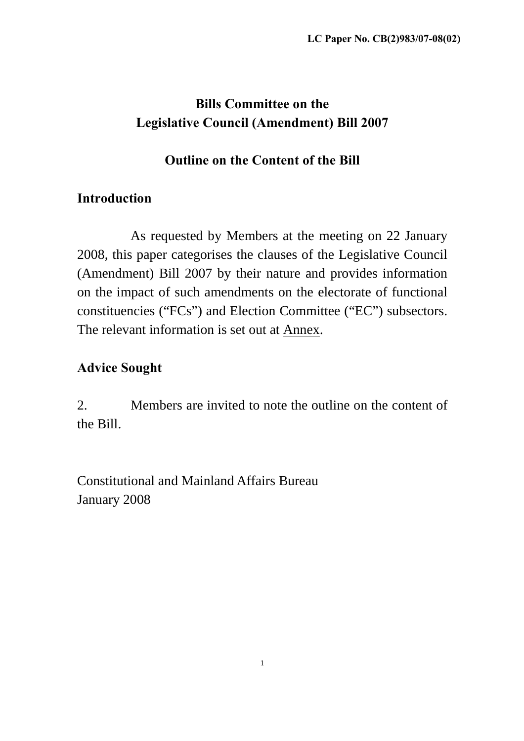LC Paper No. CB(2)983/07-08(02)

# Bills Committee on the Legislative Council (Amendment) Bill 2007

## Outline on the Content of the Bill

### Introduction

As requested by Members at the meeting on 22 January 2008, this paper categorises the clauses of the Legislative Council (Amendment) Bill 2007 by their nature and provides information on the impact of such amendments on the electorate of functional constituencies ("FCs") and Election Committee ("EC") subsectors. The relevant information is set out at Annex.

### Advice Sought

2. Members are invited to note the outline on the content of the Bill.

Constitutional and Mainland Affairs Bureau
January 2008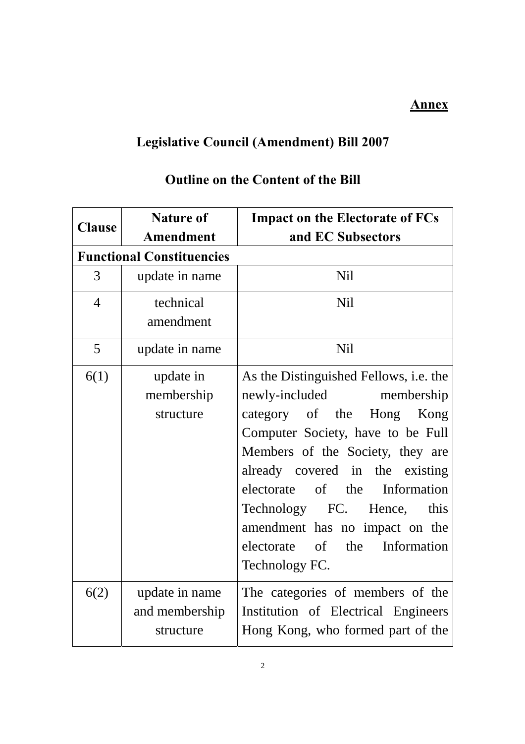**Annex**

## Legislative Council (Amendment) Bill 2007

### Outline on the Content of the Bill

| Clause | Nature of Amendment | Impact on the Electorate of FCs and EC Subsectors |
|---|---|---|
| **Functional Constituencies** | | |
| 3 | update in name | Nil |
| 4 | technical amendment | Nil |
| 5 | update in name | Nil |
| 6(1) | update in membership structure | As the Distinguished Fellows, i.e. the newly-included membership category of the Hong Kong Computer Society, have to be Full Members of the Society, they are already covered in the existing electorate of the Information Technology FC. Hence, this amendment has no impact on the electorate of the Information Technology FC. |
| 6(2) | update in name and membership structure | The categories of members of the Institution of Electrical Engineers Hong Kong, who formed part of the |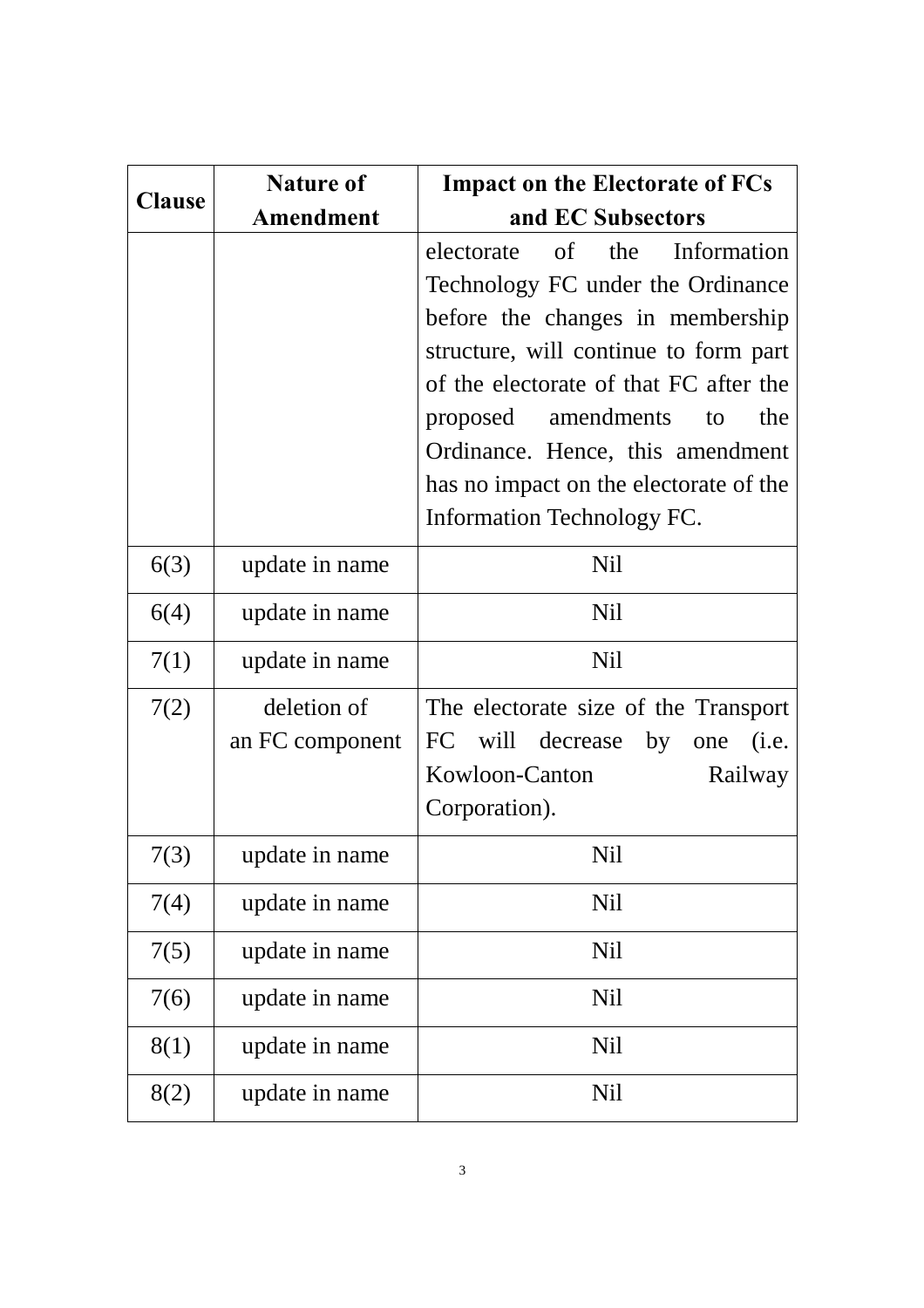| Clause | Nature of Amendment | Impact on the Electorate of FCs and EC Subsectors |
|---|---|---|
| | | electorate of the Information Technology FC under the Ordinance before the changes in membership structure, will continue to form part of the electorate of that FC after the proposed amendments to the Ordinance. Hence, this amendment has no impact on the electorate of the Information Technology FC. |
| 6(3) | update in name | Nil |
| 6(4) | update in name | Nil |
| 7(1) | update in name | Nil |
| 7(2) | deletion of an FC component | The electorate size of the Transport FC will decrease by one (i.e. Kowloon-Canton Railway Corporation). |
| 7(3) | update in name | Nil |
| 7(4) | update in name | Nil |
| 7(5) | update in name | Nil |
| 7(6) | update in name | Nil |
| 8(1) | update in name | Nil |
| 8(2) | update in name | Nil |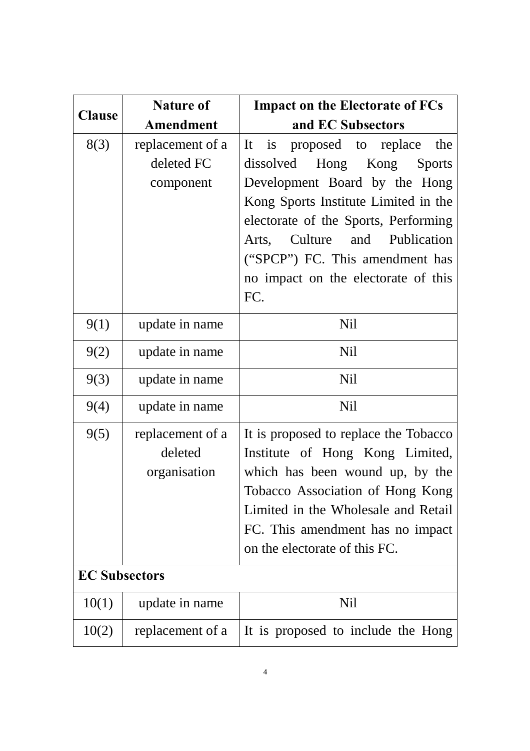| Clause | Nature of Amendment | Impact on the Electorate of FCs and EC Subsectors |
|---|---|---|
| 8(3) | replacement of a deleted FC component | It is proposed to replace the dissolved Hong Kong Sports Development Board by the Hong Kong Sports Institute Limited in the electorate of the Sports, Performing Arts, Culture and Publication ("SPCP") FC. This amendment has no impact on the electorate of this FC. |
| 9(1) | update in name | Nil |
| 9(2) | update in name | Nil |
| 9(3) | update in name | Nil |
| 9(4) | update in name | Nil |
| 9(5) | replacement of a deleted organisation | It is proposed to replace the Tobacco Institute of Hong Kong Limited, which has been wound up, by the Tobacco Association of Hong Kong Limited in the Wholesale and Retail FC. This amendment has no impact on the electorate of this FC. |
| **EC Subsectors** | | |
| 10(1) | update in name | Nil |
| 10(2) | replacement of a | It is proposed to include the Hong |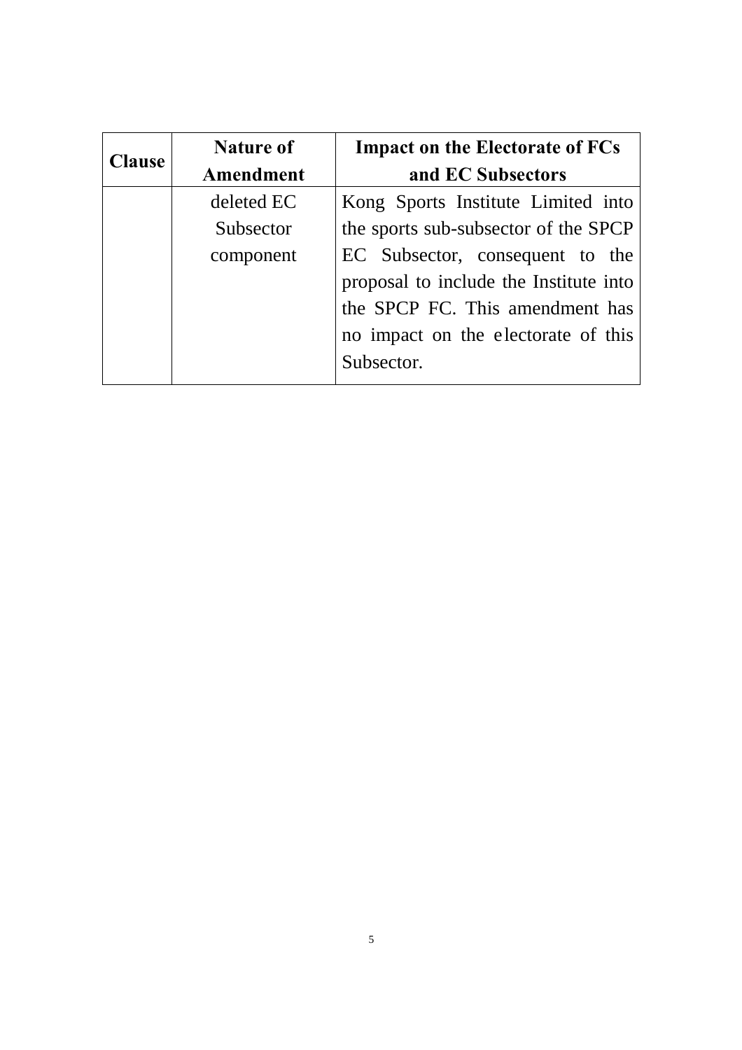| Clause | Nature of Amendment | Impact on the Electorate of FCs and EC Subsectors |
|---|---|---|
| | deleted EC Subsector component | Kong Sports Institute Limited into the sports sub-subsector of the SPCP EC Subsector, consequent to the proposal to include the Institute into the SPCP FC. This amendment has no impact on the electorate of this Subsector. |